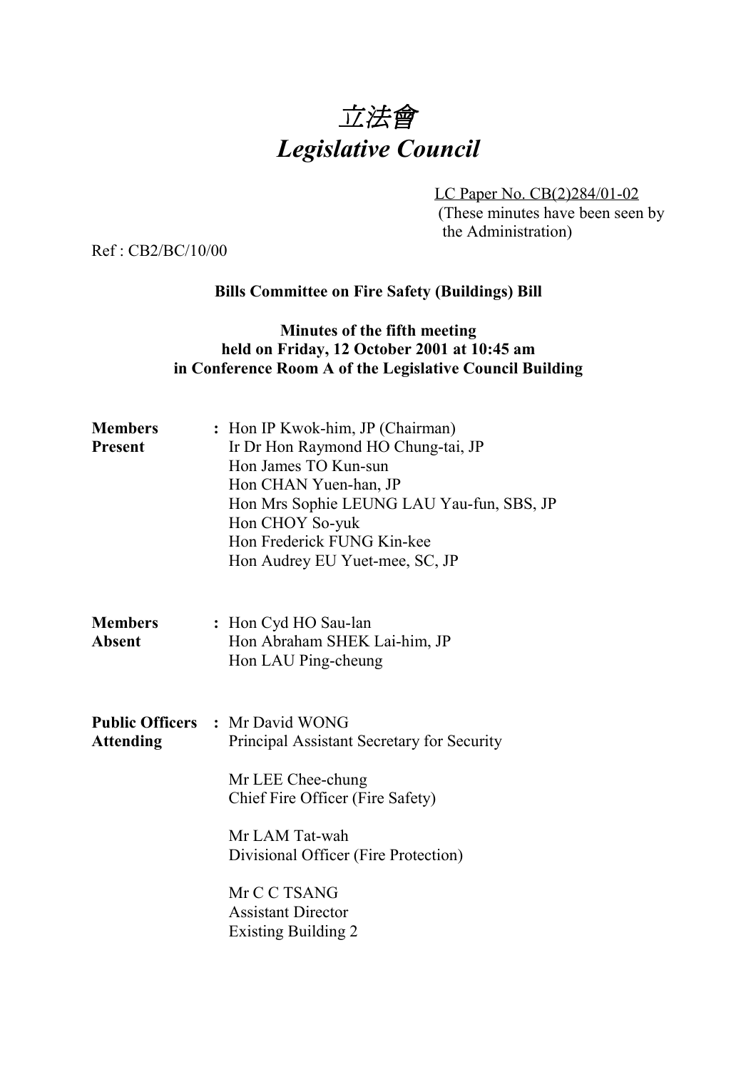# *立法會*
# *Legislative Council*

LC Paper No. CB(2)284/01-02
(These minutes have been seen by the Administration)

Ref : CB2/BC/10/00

**Bills Committee on Fire Safety (Buildings) Bill**

**Minutes of the fifth meeting held on Friday, 12 October 2001 at 10:45 am in Conference Room A of the Legislative Council Building**

**Members Present** : Hon IP Kwok-him, JP (Chairman)
Ir Dr Hon Raymond HO Chung-tai, JP
Hon James TO Kun-sun
Hon CHAN Yuen-han, JP
Hon Mrs Sophie LEUNG LAU Yau-fun, SBS, JP
Hon CHOY So-yuk
Hon Frederick FUNG Kin-kee
Hon Audrey EU Yuet-mee, SC, JP

**Members Absent** : Hon Cyd HO Sau-lan
Hon Abraham SHEK Lai-him, JP
Hon LAU Ping-cheung

**Public Officers Attending** : Mr David WONG
Principal Assistant Secretary for Security

Mr LEE Chee-chung
Chief Fire Officer (Fire Safety)

Mr LAM Tat-wah
Divisional Officer (Fire Protection)

Mr C C TSANG
Assistant Director
Existing Building 2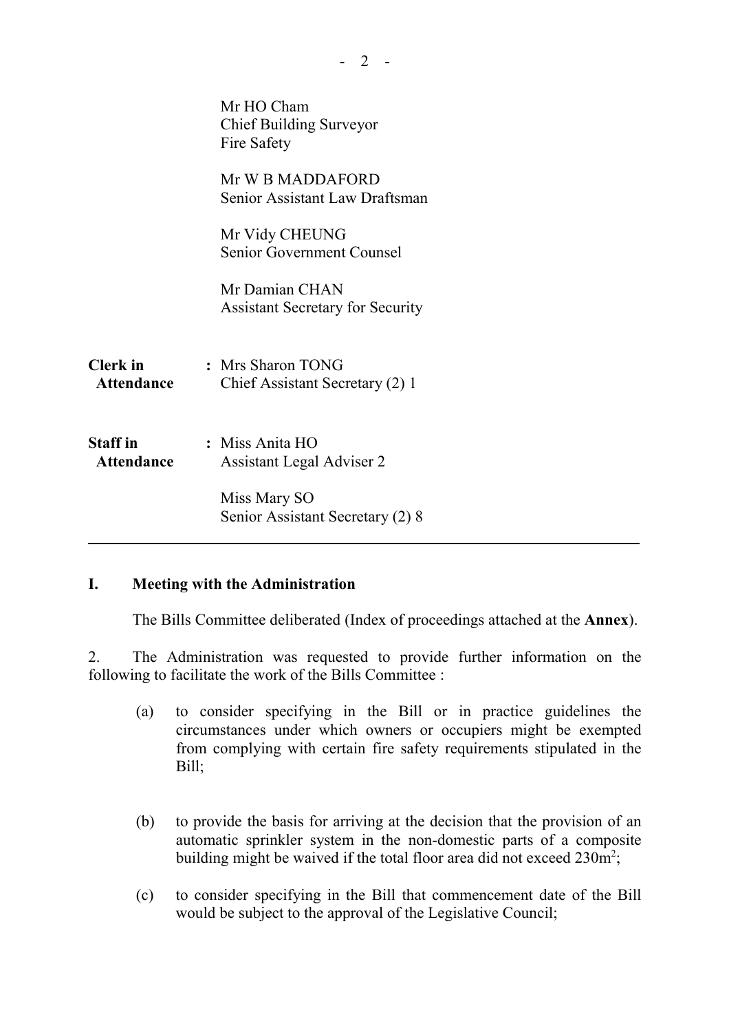Mr HO Cham
Chief Building Surveyor
Fire Safety

Mr W B MADDAFORD
Senior Assistant Law Draftsman

Mr Vidy CHEUNG
Senior Government Counsel

Mr Damian CHAN
Assistant Secretary for Security

**Clerk in Attendance** : Mrs Sharon TONG
Chief Assistant Secretary (2) 1

**Staff in Attendance** : Miss Anita HO
Assistant Legal Adviser 2

Miss Mary SO
Senior Assistant Secretary (2) 8

---

## I. Meeting with the Administration

The Bills Committee deliberated (Index of proceedings attached at the **Annex**).

2. The Administration was requested to provide further information on the following to facilitate the work of the Bills Committee :

(a) to consider specifying in the Bill or in practice guidelines the circumstances under which owners or occupiers might be exempted from complying with certain fire safety requirements stipulated in the Bill;

(b) to provide the basis for arriving at the decision that the provision of an automatic sprinkler system in the non-domestic parts of a composite building might be waived if the total floor area did not exceed $230m^2$;

(c) to consider specifying in the Bill that commencement date of the Bill would be subject to the approval of the Legislative Council;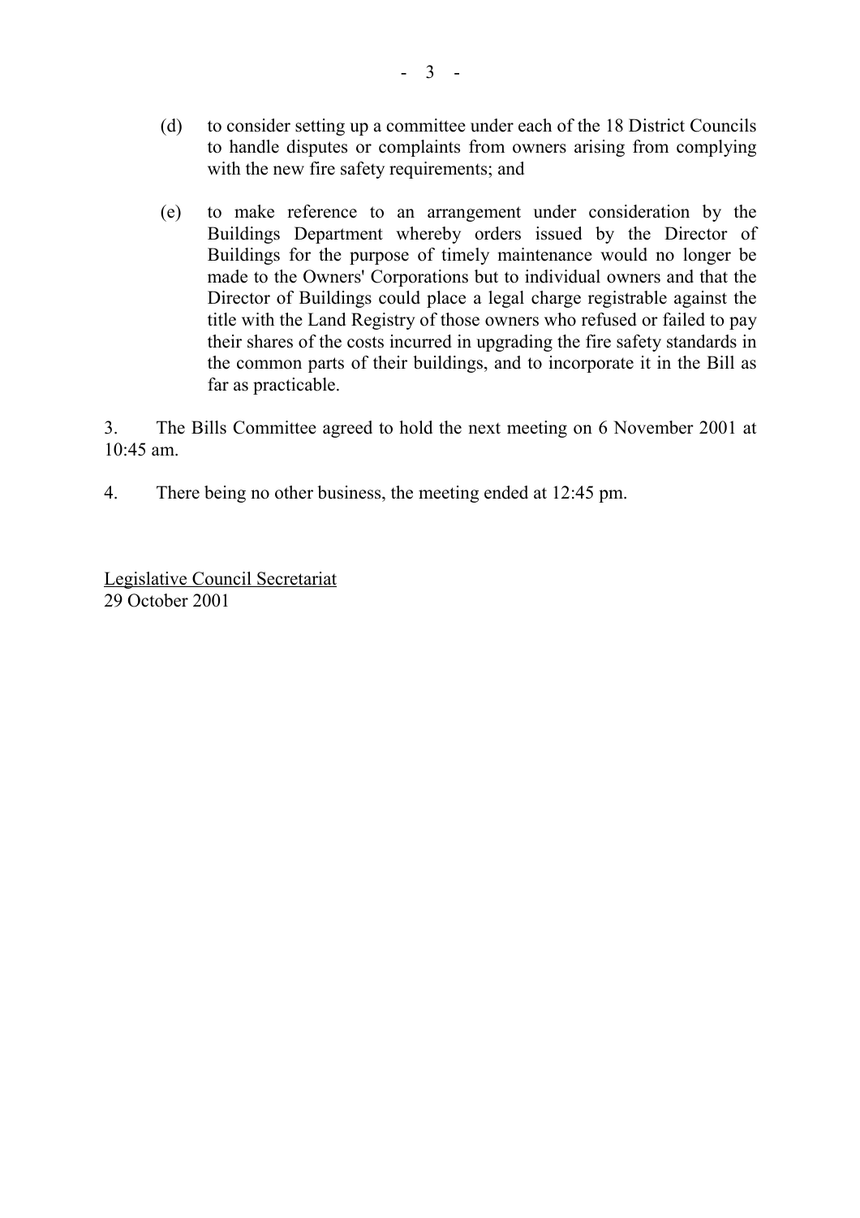(d) to consider setting up a committee under each of the 18 District Councils to handle disputes or complaints from owners arising from complying with the new fire safety requirements; and

(e) to make reference to an arrangement under consideration by the Buildings Department whereby orders issued by the Director of Buildings for the purpose of timely maintenance would no longer be made to the Owners' Corporations but to individual owners and that the Director of Buildings could place a legal charge registrable against the title with the Land Registry of those owners who refused or failed to pay their shares of the costs incurred in upgrading the fire safety standards in the common parts of their buildings, and to incorporate it in the Bill as far as practicable.

3. The Bills Committee agreed to hold the next meeting on 6 November 2001 at 10:45 am.

4. There being no other business, the meeting ended at 12:45 pm.

Legislative Council Secretariat
29 October 2001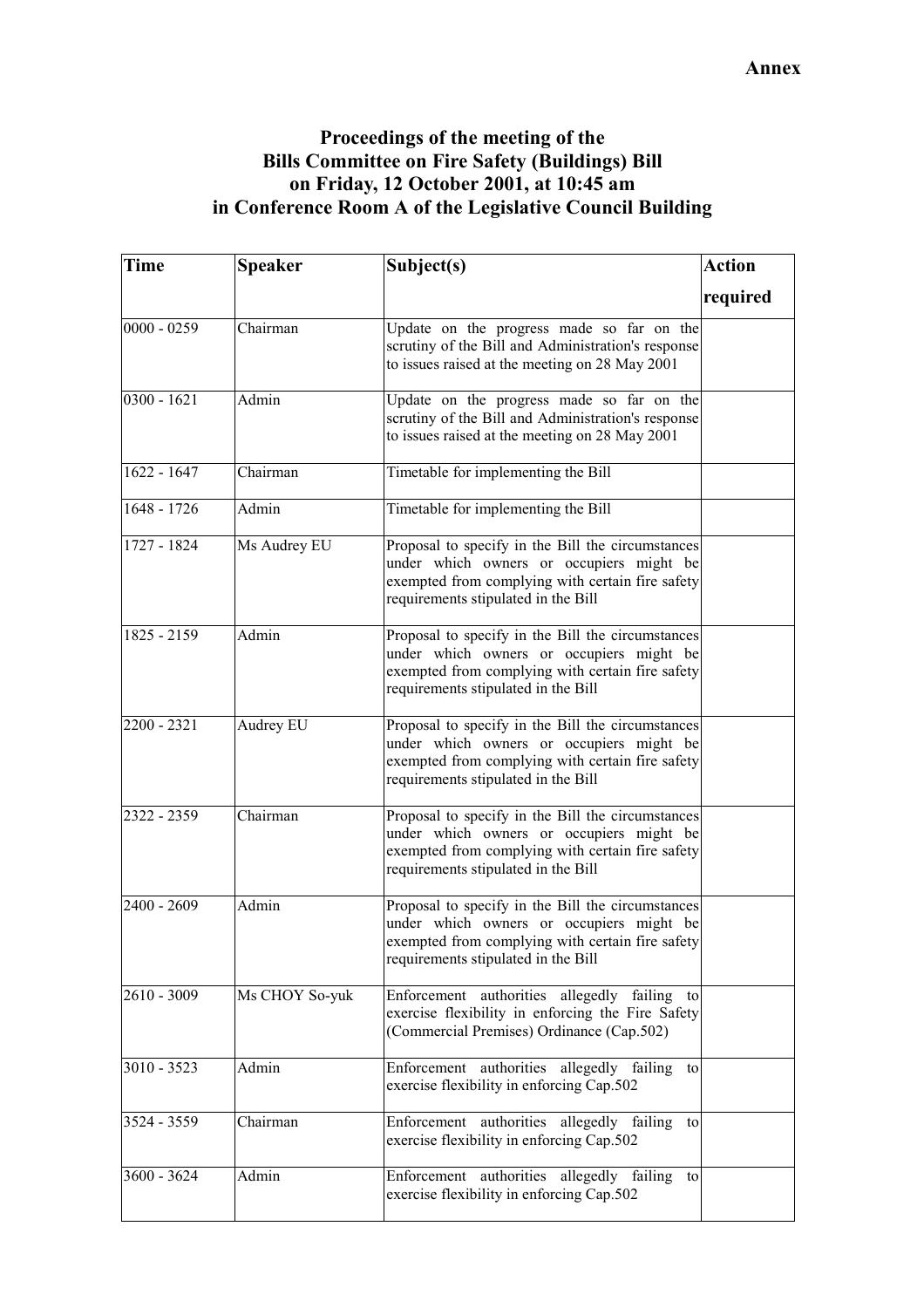**Annex**

# Proceedings of the meeting of the Bills Committee on Fire Safety (Buildings) Bill on Friday, 12 October 2001, at 10:45 am in Conference Room A of the Legislative Council Building

| Time | Speaker | Subject(s) | Action required |
|---|---|---|---|
| 0000 - 0259 | Chairman | Update on the progress made so far on the scrutiny of the Bill and Administration's response to issues raised at the meeting on 28 May 2001 | |
| 0300 - 1621 | Admin | Update on the progress made so far on the scrutiny of the Bill and Administration's response to issues raised at the meeting on 28 May 2001 | |
| 1622 - 1647 | Chairman | Timetable for implementing the Bill | |
| 1648 - 1726 | Admin | Timetable for implementing the Bill | |
| 1727 - 1824 | Ms Audrey EU | Proposal to specify in the Bill the circumstances under which owners or occupiers might be exempted from complying with certain fire safety requirements stipulated in the Bill | |
| 1825 - 2159 | Admin | Proposal to specify in the Bill the circumstances under which owners or occupiers might be exempted from complying with certain fire safety requirements stipulated in the Bill | |
| 2200 - 2321 | Audrey EU | Proposal to specify in the Bill the circumstances under which owners or occupiers might be exempted from complying with certain fire safety requirements stipulated in the Bill | |
| 2322 - 2359 | Chairman | Proposal to specify in the Bill the circumstances under which owners or occupiers might be exempted from complying with certain fire safety requirements stipulated in the Bill | |
| 2400 - 2609 | Admin | Proposal to specify in the Bill the circumstances under which owners or occupiers might be exempted from complying with certain fire safety requirements stipulated in the Bill | |
| 2610 - 3009 | Ms CHOY So-yuk | Enforcement authorities allegedly failing to exercise flexibility in enforcing the Fire Safety (Commercial Premises) Ordinance (Cap.502) | |
| 3010 - 3523 | Admin | Enforcement authorities allegedly failing to exercise flexibility in enforcing Cap.502 | |
| 3524 - 3559 | Chairman | Enforcement authorities allegedly failing to exercise flexibility in enforcing Cap.502 | |
| 3600 - 3624 | Admin | Enforcement authorities allegedly failing to exercise flexibility in enforcing Cap.502 | |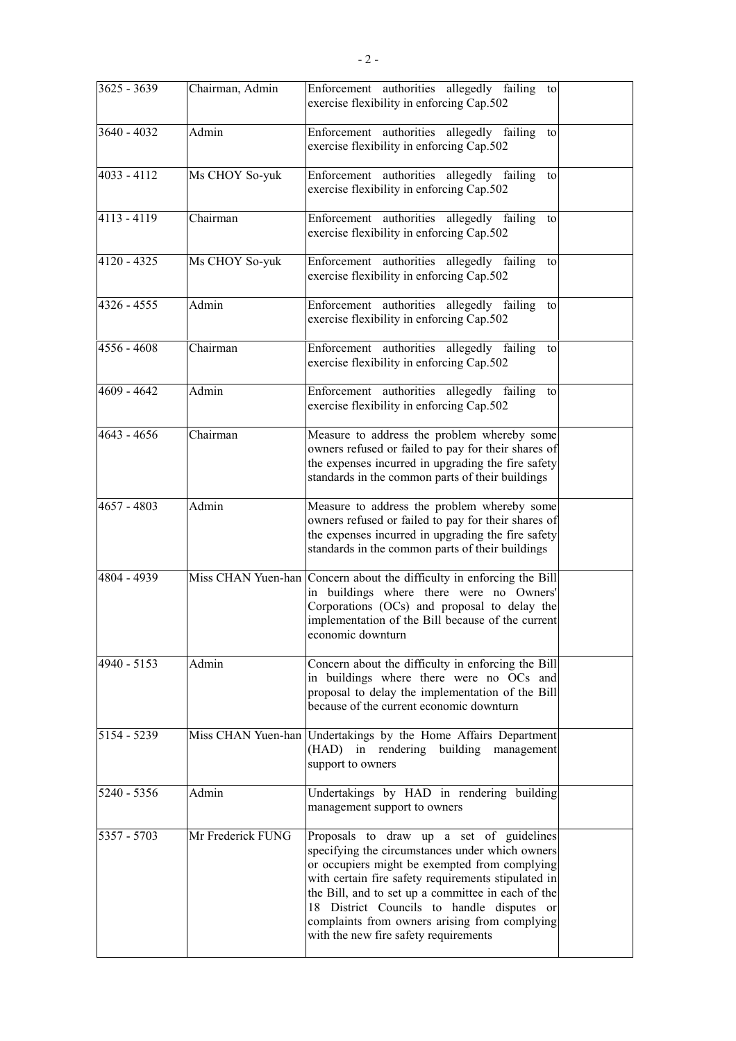| | | | |
|---|---|---|---|
| 3625 - 3639 | Chairman, Admin | Enforcement authorities allegedly failing to exercise flexibility in enforcing Cap.502 | |
| 3640 - 4032 | Admin | Enforcement authorities allegedly failing to exercise flexibility in enforcing Cap.502 | |
| 4033 - 4112 | Ms CHOY So-yuk | Enforcement authorities allegedly failing to exercise flexibility in enforcing Cap.502 | |
| 4113 - 4119 | Chairman | Enforcement authorities allegedly failing to exercise flexibility in enforcing Cap.502 | |
| 4120 - 4325 | Ms CHOY So-yuk | Enforcement authorities allegedly failing to exercise flexibility in enforcing Cap.502 | |
| 4326 - 4555 | Admin | Enforcement authorities allegedly failing to exercise flexibility in enforcing Cap.502 | |
| 4556 - 4608 | Chairman | Enforcement authorities allegedly failing to exercise flexibility in enforcing Cap.502 | |
| 4609 - 4642 | Admin | Enforcement authorities allegedly failing to exercise flexibility in enforcing Cap.502 | |
| 4643 - 4656 | Chairman | Measure to address the problem whereby some owners refused or failed to pay for their shares of the expenses incurred in upgrading the fire safety standards in the common parts of their buildings | |
| 4657 - 4803 | Admin | Measure to address the problem whereby some owners refused or failed to pay for their shares of the expenses incurred in upgrading the fire safety standards in the common parts of their buildings | |
| 4804 - 4939 | Miss CHAN Yuen-han | Concern about the difficulty in enforcing the Bill in buildings where there were no Owners' Corporations (OCs) and proposal to delay the implementation of the Bill because of the current economic downturn | |
| 4940 - 5153 | Admin | Concern about the difficulty in enforcing the Bill in buildings where there were no OCs and proposal to delay the implementation of the Bill because of the current economic downturn | |
| 5154 - 5239 | Miss CHAN Yuen-han | Undertakings by the Home Affairs Department (HAD) in rendering building management support to owners | |
| 5240 - 5356 | Admin | Undertakings by HAD in rendering building management support to owners | |
| 5357 - 5703 | Mr Frederick FUNG | Proposals to draw up a set of guidelines specifying the circumstances under which owners or occupiers might be exempted from complying with certain fire safety requirements stipulated in the Bill, and to set up a committee in each of the 18 District Councils to handle disputes or complaints from owners arising from complying with the new fire safety requirements | |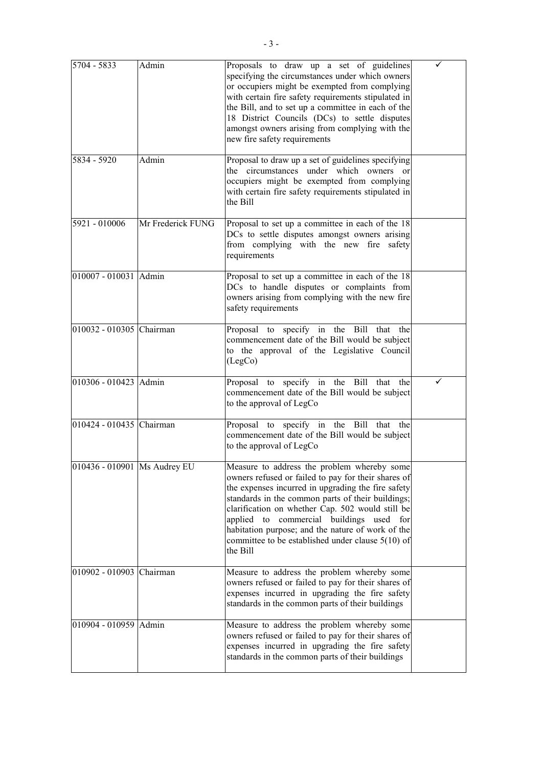| | | | |
|---|---|---|---|
| 5704 - 5833 | Admin | Proposals to draw up a set of guidelines specifying the circumstances under which owners or occupiers might be exempted from complying with certain fire safety requirements stipulated in the Bill, and to set up a committee in each of the 18 District Councils (DCs) to settle disputes amongst owners arising from complying with the new fire safety requirements | ✓ |
| 5834 - 5920 | Admin | Proposal to draw up a set of guidelines specifying the circumstances under which owners or occupiers might be exempted from complying with certain fire safety requirements stipulated in the Bill | |
| 5921 - 010006 | Mr Frederick FUNG | Proposal to set up a committee in each of the 18 DCs to settle disputes amongst owners arising from complying with the new fire safety requirements | |
| 010007 - 010031 | Admin | Proposal to set up a committee in each of the 18 DCs to handle disputes or complaints from owners arising from complying with the new fire safety requirements | |
| 010032 - 010305 | Chairman | Proposal to specify in the Bill that the commencement date of the Bill would be subject to the approval of the Legislative Council (LegCo) | |
| 010306 - 010423 | Admin | Proposal to specify in the Bill that the commencement date of the Bill would be subject to the approval of LegCo | ✓ |
| 010424 - 010435 | Chairman | Proposal to specify in the Bill that the commencement date of the Bill would be subject to the approval of LegCo | |
| 010436 - 010901 | Ms Audrey EU | Measure to address the problem whereby some owners refused or failed to pay for their shares of the expenses incurred in upgrading the fire safety standards in the common parts of their buildings; clarification on whether Cap. 502 would still be applied to commercial buildings used for habitation purpose; and the nature of work of the committee to be established under clause 5(10) of the Bill | |
| 010902 - 010903 | Chairman | Measure to address the problem whereby some owners refused or failed to pay for their shares of expenses incurred in upgrading the fire safety standards in the common parts of their buildings | |
| 010904 - 010959 | Admin | Measure to address the problem whereby some owners refused or failed to pay for their shares of expenses incurred in upgrading the fire safety standards in the common parts of their buildings | |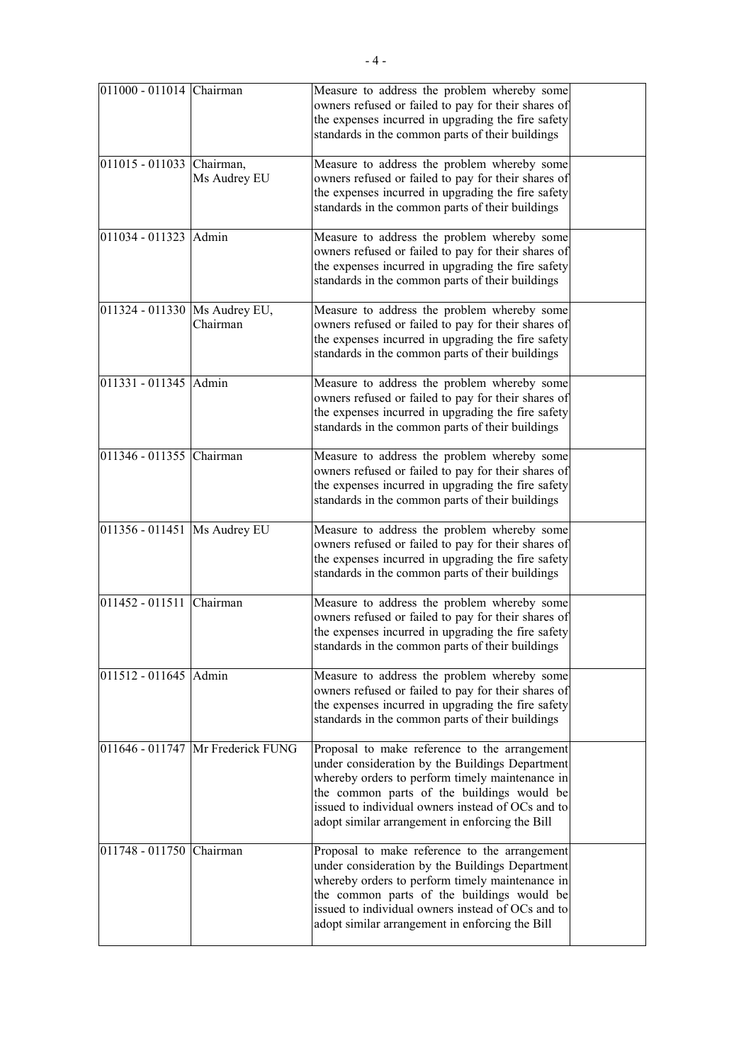| | | | |
|---|---|---|---|
| 011000 - 011014 | Chairman | Measure to address the problem whereby some owners refused or failed to pay for their shares of the expenses incurred in upgrading the fire safety standards in the common parts of their buildings | |
| 011015 - 011033 | Chairman, Ms Audrey EU | Measure to address the problem whereby some owners refused or failed to pay for their shares of the expenses incurred in upgrading the fire safety standards in the common parts of their buildings | |
| 011034 - 011323 | Admin | Measure to address the problem whereby some owners refused or failed to pay for their shares of the expenses incurred in upgrading the fire safety standards in the common parts of their buildings | |
| 011324 - 011330 | Ms Audrey EU, Chairman | Measure to address the problem whereby some owners refused or failed to pay for their shares of the expenses incurred in upgrading the fire safety standards in the common parts of their buildings | |
| 011331 - 011345 | Admin | Measure to address the problem whereby some owners refused or failed to pay for their shares of the expenses incurred in upgrading the fire safety standards in the common parts of their buildings | |
| 011346 - 011355 | Chairman | Measure to address the problem whereby some owners refused or failed to pay for their shares of the expenses incurred in upgrading the fire safety standards in the common parts of their buildings | |
| 011356 - 011451 | Ms Audrey EU | Measure to address the problem whereby some owners refused or failed to pay for their shares of the expenses incurred in upgrading the fire safety standards in the common parts of their buildings | |
| 011452 - 011511 | Chairman | Measure to address the problem whereby some owners refused or failed to pay for their shares of the expenses incurred in upgrading the fire safety standards in the common parts of their buildings | |
| 011512 - 011645 | Admin | Measure to address the problem whereby some owners refused or failed to pay for their shares of the expenses incurred in upgrading the fire safety standards in the common parts of their buildings | |
| 011646 - 011747 | Mr Frederick FUNG | Proposal to make reference to the arrangement under consideration by the Buildings Department whereby orders to perform timely maintenance in the common parts of the buildings would be issued to individual owners instead of OCs and to adopt similar arrangement in enforcing the Bill | |
| 011748 - 011750 | Chairman | Proposal to make reference to the arrangement under consideration by the Buildings Department whereby orders to perform timely maintenance in the common parts of the buildings would be issued to individual owners instead of OCs and to adopt similar arrangement in enforcing the Bill | |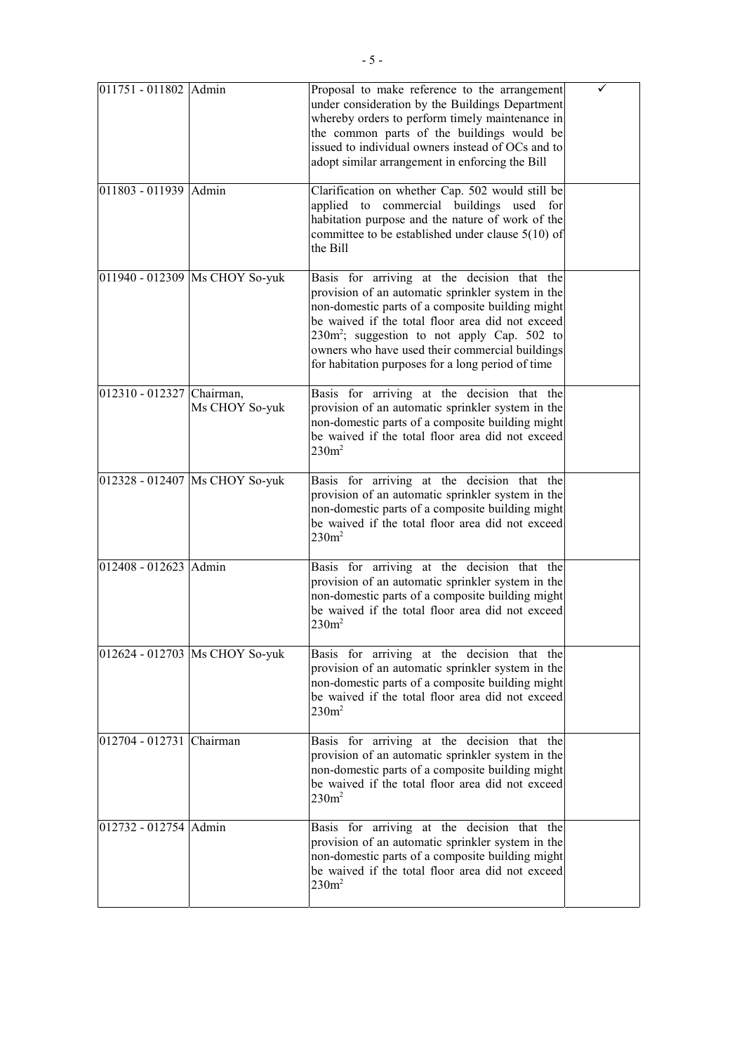| | | | |
|---|---|---|---|
| 011751 - 011802 | Admin | Proposal to make reference to the arrangement under consideration by the Buildings Department whereby orders to perform timely maintenance in the common parts of the buildings would be issued to individual owners instead of OCs and to adopt similar arrangement in enforcing the Bill | ✓ |
| 011803 - 011939 | Admin | Clarification on whether Cap. 502 would still be applied to commercial buildings used for habitation purpose and the nature of work of the committee to be established under clause 5(10) of the Bill | |
| 011940 - 012309 | Ms CHOY So-yuk | Basis for arriving at the decision that the provision of an automatic sprinkler system in the non-domestic parts of a composite building might be waived if the total floor area did not exceed $230m^2$; suggestion to not apply Cap. 502 to owners who have used their commercial buildings for habitation purposes for a long period of time | |
| 012310 - 012327 | Chairman, Ms CHOY So-yuk | Basis for arriving at the decision that the provision of an automatic sprinkler system in the non-domestic parts of a composite building might be waived if the total floor area did not exceed $230m^2$ | |
| 012328 - 012407 | Ms CHOY So-yuk | Basis for arriving at the decision that the provision of an automatic sprinkler system in the non-domestic parts of a composite building might be waived if the total floor area did not exceed $230m^2$ | |
| 012408 - 012623 | Admin | Basis for arriving at the decision that the provision of an automatic sprinkler system in the non-domestic parts of a composite building might be waived if the total floor area did not exceed $230m^2$ | |
| 012624 - 012703 | Ms CHOY So-yuk | Basis for arriving at the decision that the provision of an automatic sprinkler system in the non-domestic parts of a composite building might be waived if the total floor area did not exceed $230m^2$ | |
| 012704 - 012731 | Chairman | Basis for arriving at the decision that the provision of an automatic sprinkler system in the non-domestic parts of a composite building might be waived if the total floor area did not exceed $230m^2$ | |
| 012732 - 012754 | Admin | Basis for arriving at the decision that the provision of an automatic sprinkler system in the non-domestic parts of a composite building might be waived if the total floor area did not exceed $230m^2$ | |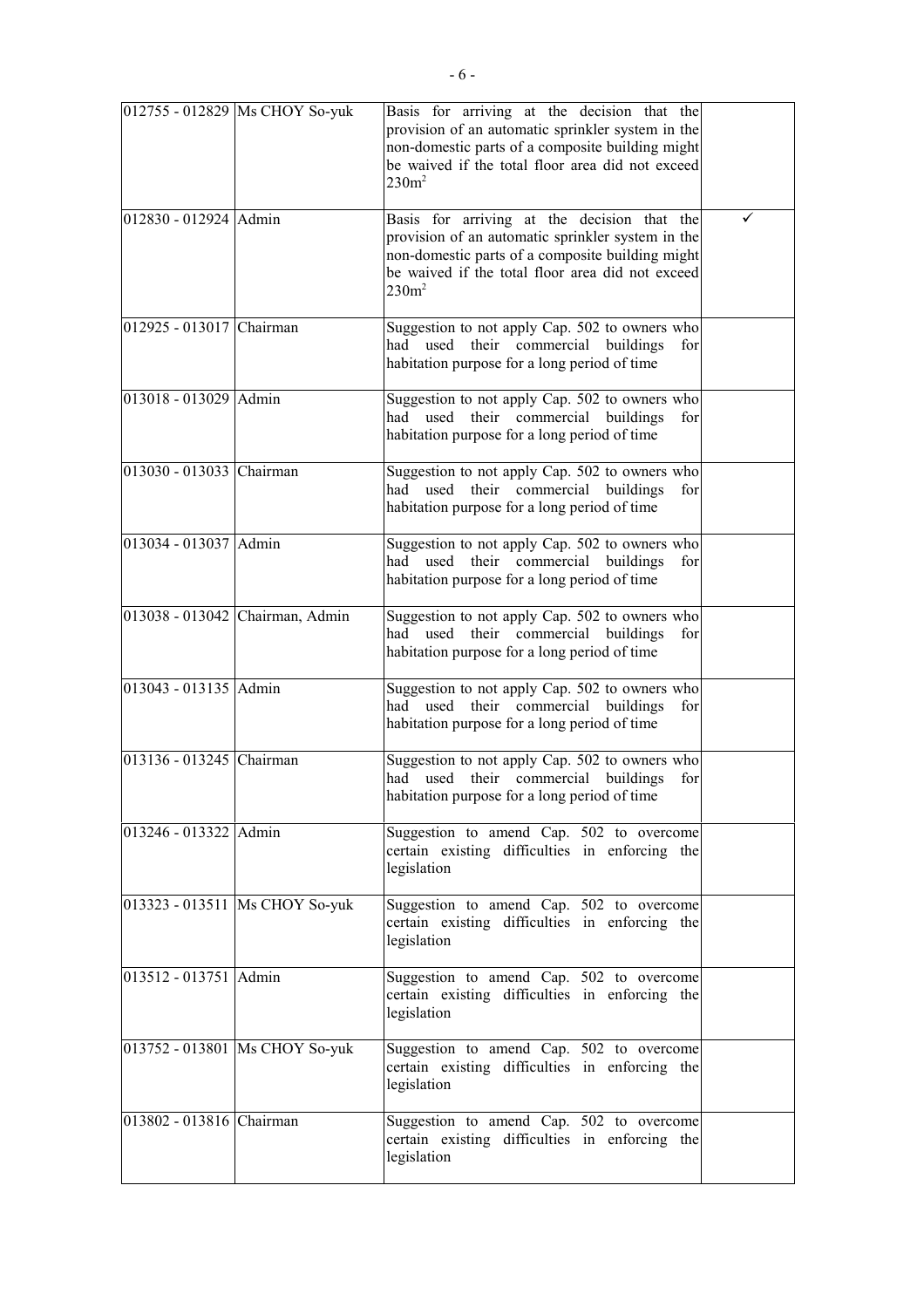| | | | |
|---|---|---|---|
| 012755 - 012829 | Ms CHOY So-yuk | Basis for arriving at the decision that the provision of an automatic sprinkler system in the non-domestic parts of a composite building might be waived if the total floor area did not exceed $230m^2$ | |
| 012830 - 012924 | Admin | Basis for arriving at the decision that the provision of an automatic sprinkler system in the non-domestic parts of a composite building might be waived if the total floor area did not exceed $230m^2$ | ✓ |
| 012925 - 013017 | Chairman | Suggestion to not apply Cap. 502 to owners who had used their commercial buildings for habitation purpose for a long period of time | |
| 013018 - 013029 | Admin | Suggestion to not apply Cap. 502 to owners who had used their commercial buildings for habitation purpose for a long period of time | |
| 013030 - 013033 | Chairman | Suggestion to not apply Cap. 502 to owners who had used their commercial buildings for habitation purpose for a long period of time | |
| 013034 - 013037 | Admin | Suggestion to not apply Cap. 502 to owners who had used their commercial buildings for habitation purpose for a long period of time | |
| 013038 - 013042 | Chairman, Admin | Suggestion to not apply Cap. 502 to owners who had used their commercial buildings for habitation purpose for a long period of time | |
| 013043 - 013135 | Admin | Suggestion to not apply Cap. 502 to owners who had used their commercial buildings for habitation purpose for a long period of time | |
| 013136 - 013245 | Chairman | Suggestion to not apply Cap. 502 to owners who had used their commercial buildings for habitation purpose for a long period of time | |
| 013246 - 013322 | Admin | Suggestion to amend Cap. 502 to overcome certain existing difficulties in enforcing the legislation | |
| 013323 - 013511 | Ms CHOY So-yuk | Suggestion to amend Cap. 502 to overcome certain existing difficulties in enforcing the legislation | |
| 013512 - 013751 | Admin | Suggestion to amend Cap. 502 to overcome certain existing difficulties in enforcing the legislation | |
| 013752 - 013801 | Ms CHOY So-yuk | Suggestion to amend Cap. 502 to overcome certain existing difficulties in enforcing the legislation | |
| 013802 - 013816 | Chairman | Suggestion to amend Cap. 502 to overcome certain existing difficulties in enforcing the legislation | |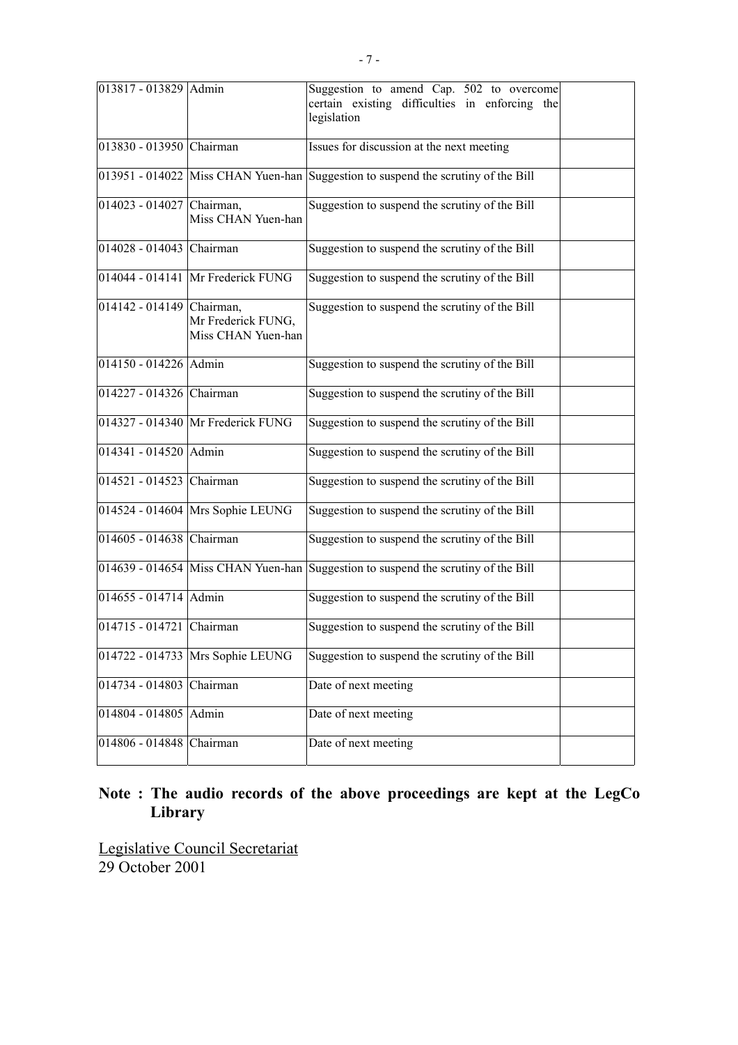| | | | |
|---|---|---|---|
| 013817 - 013829 | Admin | Suggestion to amend Cap. 502 to overcome certain existing difficulties in enforcing the legislation | |
| 013830 - 013950 | Chairman | Issues for discussion at the next meeting | |
| 013951 - 014022 | Miss CHAN Yuen-han | Suggestion to suspend the scrutiny of the Bill | |
| 014023 - 014027 | Chairman, Miss CHAN Yuen-han | Suggestion to suspend the scrutiny of the Bill | |
| 014028 - 014043 | Chairman | Suggestion to suspend the scrutiny of the Bill | |
| 014044 - 014141 | Mr Frederick FUNG | Suggestion to suspend the scrutiny of the Bill | |
| 014142 - 014149 | Chairman, Mr Frederick FUNG, Miss CHAN Yuen-han | Suggestion to suspend the scrutiny of the Bill | |
| 014150 - 014226 | Admin | Suggestion to suspend the scrutiny of the Bill | |
| 014227 - 014326 | Chairman | Suggestion to suspend the scrutiny of the Bill | |
| 014327 - 014340 | Mr Frederick FUNG | Suggestion to suspend the scrutiny of the Bill | |
| 014341 - 014520 | Admin | Suggestion to suspend the scrutiny of the Bill | |
| 014521 - 014523 | Chairman | Suggestion to suspend the scrutiny of the Bill | |
| 014524 - 014604 | Mrs Sophie LEUNG | Suggestion to suspend the scrutiny of the Bill | |
| 014605 - 014638 | Chairman | Suggestion to suspend the scrutiny of the Bill | |
| 014639 - 014654 | Miss CHAN Yuen-han | Suggestion to suspend the scrutiny of the Bill | |
| 014655 - 014714 | Admin | Suggestion to suspend the scrutiny of the Bill | |
| 014715 - 014721 | Chairman | Suggestion to suspend the scrutiny of the Bill | |
| 014722 - 014733 | Mrs Sophie LEUNG | Suggestion to suspend the scrutiny of the Bill | |
| 014734 - 014803 | Chairman | Date of next meeting | |
| 014804 - 014805 | Admin | Date of next meeting | |
| 014806 - 014848 | Chairman | Date of next meeting | |

**Note : The audio records of the above proceedings are kept at the LegCo Library**

Legislative Council Secretariat
29 October 2001